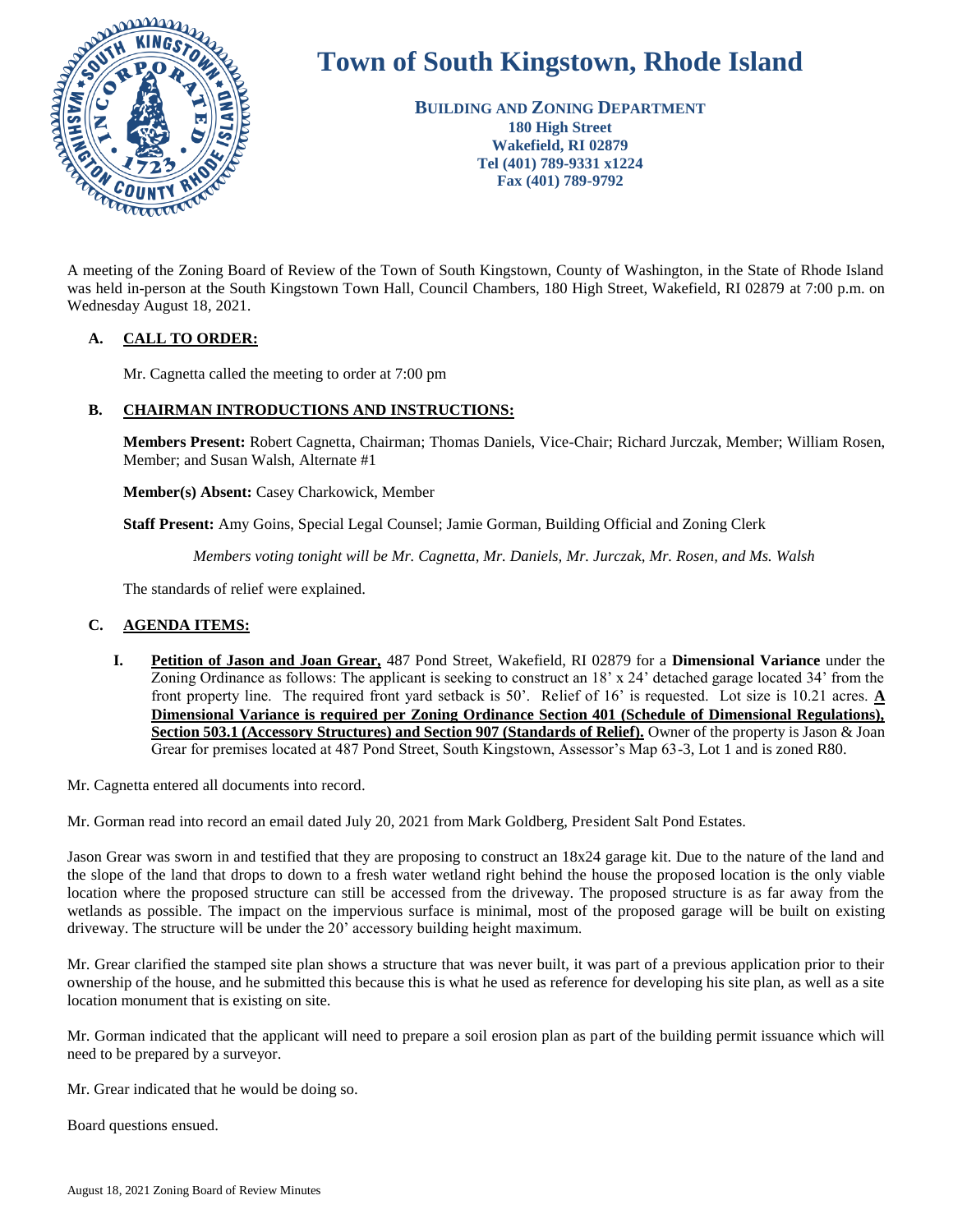# Town of South Kingstown, Rhode Island

**BUILDING AND ZONING DEPARTMENT**
**180 High Street**
**Wakefield, RI 02879**
**Tel (401) 789-9331 x1224**
**Fax (401) 789-9792**

A meeting of the Zoning Board of Review of the Town of South Kingstown, County of Washington, in the State of Rhode Island was held in-person at the South Kingstown Town Hall, Council Chambers, 180 High Street, Wakefield, RI 02879 at 7:00 p.m. on Wednesday August 18, 2021.

## A. CALL TO ORDER:

Mr. Cagnetta called the meeting to order at 7:00 pm

## B. CHAIRMAN INTRODUCTIONS AND INSTRUCTIONS:

**Members Present:** Robert Cagnetta, Chairman; Thomas Daniels, Vice-Chair; Richard Jurczak, Member; William Rosen, Member; and Susan Walsh, Alternate #1

**Member(s) Absent:** Casey Charkowick, Member

**Staff Present:** Amy Goins, Special Legal Counsel; Jamie Gorman, Building Official and Zoning Clerk

*Members voting tonight will be Mr. Cagnetta, Mr. Daniels, Mr. Jurczak, Mr. Rosen, and Ms. Walsh*

The standards of relief were explained.

## C. AGENDA ITEMS:

**I. Petition of Jason and Joan Grear,** 487 Pond Street, Wakefield, RI 02879 for a **Dimensional Variance** under the Zoning Ordinance as follows: The applicant is seeking to construct an 18' x 24' detached garage located 34' from the front property line. The required front yard setback is 50'. Relief of 16' is requested. Lot size is 10.21 acres. **A Dimensional Variance is required per Zoning Ordinance Section 401 (Schedule of Dimensional Regulations), Section 503.1 (Accessory Structures) and Section 907 (Standards of Relief).** Owner of the property is Jason & Joan Grear for premises located at 487 Pond Street, South Kingstown, Assessor's Map 63-3, Lot 1 and is zoned R80.

Mr. Cagnetta entered all documents into record.

Mr. Gorman read into record an email dated July 20, 2021 from Mark Goldberg, President Salt Pond Estates.

Jason Grear was sworn in and testified that they are proposing to construct an 18x24 garage kit. Due to the nature of the land and the slope of the land that drops to down to a fresh water wetland right behind the house the proposed location is the only viable location where the proposed structure can still be accessed from the driveway. The proposed structure is as far away from the wetlands as possible. The impact on the impervious surface is minimal, most of the proposed garage will be built on existing driveway. The structure will be under the 20' accessory building height maximum.

Mr. Grear clarified the stamped site plan shows a structure that was never built, it was part of a previous application prior to their ownership of the house, and he submitted this because this is what he used as reference for developing his site plan, as well as a site location monument that is existing on site.

Mr. Gorman indicated that the applicant will need to prepare a soil erosion plan as part of the building permit issuance which will need to be prepared by a surveyor.

Mr. Grear indicated that he would be doing so.

Board questions ensued.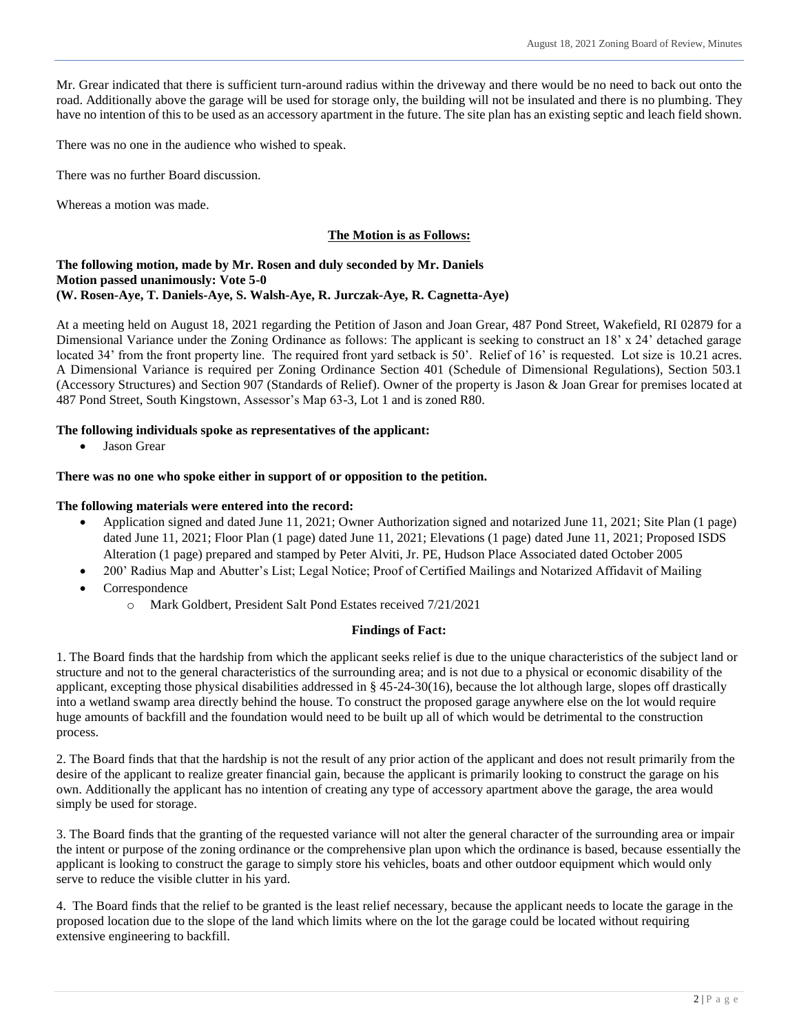Mr. Grear indicated that there is sufficient turn-around radius within the driveway and there would be no need to back out onto the road. Additionally above the garage will be used for storage only, the building will not be insulated and there is no plumbing. They have no intention of this to be used as an accessory apartment in the future. The site plan has an existing septic and leach field shown.

There was no one in the audience who wished to speak.

There was no further Board discussion.

Whereas a motion was made.

**The Motion is as Follows:**

**The following motion, made by Mr. Rosen and duly seconded by Mr. Daniels**
**Motion passed unanimously: Vote 5-0**
**(W. Rosen-Aye, T. Daniels-Aye, S. Walsh-Aye, R. Jurczak-Aye, R. Cagnetta-Aye)**

At a meeting held on August 18, 2021 regarding the Petition of Jason and Joan Grear, 487 Pond Street, Wakefield, RI 02879 for a Dimensional Variance under the Zoning Ordinance as follows: The applicant is seeking to construct an 18' x 24' detached garage located 34' from the front property line. The required front yard setback is 50'. Relief of 16' is requested. Lot size is 10.21 acres. A Dimensional Variance is required per Zoning Ordinance Section 401 (Schedule of Dimensional Regulations), Section 503.1 (Accessory Structures) and Section 907 (Standards of Relief). Owner of the property is Jason & Joan Grear for premises located at 487 Pond Street, South Kingstown, Assessor's Map 63-3, Lot 1 and is zoned R80.

**The following individuals spoke as representatives of the applicant:**

- Jason Grear

**There was no one who spoke either in support of or opposition to the petition.**

**The following materials were entered into the record:**

- Application signed and dated June 11, 2021; Owner Authorization signed and notarized June 11, 2021; Site Plan (1 page) dated June 11, 2021; Floor Plan (1 page) dated June 11, 2021; Elevations (1 page) dated June 11, 2021; Proposed ISDS Alteration (1 page) prepared and stamped by Peter Alviti, Jr. PE, Hudson Place Associated dated October 2005
- 200' Radius Map and Abutter's List; Legal Notice; Proof of Certified Mailings and Notarized Affidavit of Mailing
- Correspondence
  - Mark Goldbert, President Salt Pond Estates received 7/21/2021

**Findings of Fact:**

1. The Board finds that the hardship from which the applicant seeks relief is due to the unique characteristics of the subject land or structure and not to the general characteristics of the surrounding area; and is not due to a physical or economic disability of the applicant, excepting those physical disabilities addressed in § 45-24-30(16), because the lot although large, slopes off drastically into a wetland swamp area directly behind the house. To construct the proposed garage anywhere else on the lot would require huge amounts of backfill and the foundation would need to be built up all of which would be detrimental to the construction process.

2. The Board finds that that the hardship is not the result of any prior action of the applicant and does not result primarily from the desire of the applicant to realize greater financial gain, because the applicant is primarily looking to construct the garage on his own. Additionally the applicant has no intention of creating any type of accessory apartment above the garage, the area would simply be used for storage.

3. The Board finds that the granting of the requested variance will not alter the general character of the surrounding area or impair the intent or purpose of the zoning ordinance or the comprehensive plan upon which the ordinance is based, because essentially the applicant is looking to construct the garage to simply store his vehicles, boats and other outdoor equipment which would only serve to reduce the visible clutter in his yard.

4. The Board finds that the relief to be granted is the least relief necessary, because the applicant needs to locate the garage in the proposed location due to the slope of the land which limits where on the lot the garage could be located without requiring extensive engineering to backfill.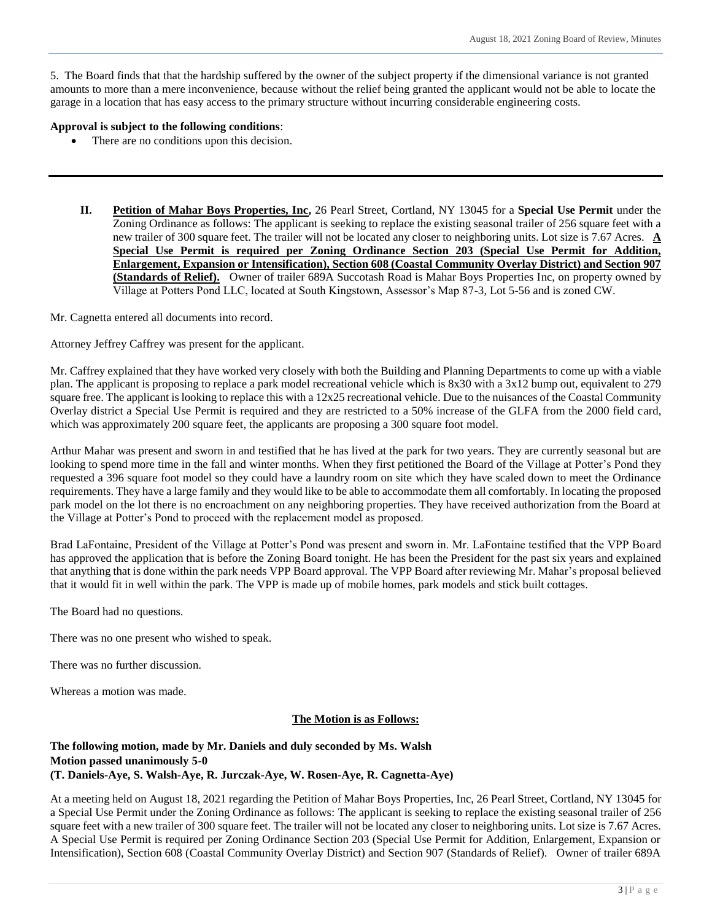5. The Board finds that that the hardship suffered by the owner of the subject property if the dimensional variance is not granted amounts to more than a mere inconvenience, because without the relief being granted the applicant would not be able to locate the garage in a location that has easy access to the primary structure without incurring considerable engineering costs.

**Approval is subject to the following conditions**:

- There are no conditions upon this decision.

---

**II.** **Petition of Mahar Boys Properties, Inc,** 26 Pearl Street, Cortland, NY 13045 for a **Special Use Permit** under the Zoning Ordinance as follows: The applicant is seeking to replace the existing seasonal trailer of 256 square feet with a new trailer of 300 square feet. The trailer will not be located any closer to neighboring units. Lot size is 7.67 Acres. **A Special Use Permit is required per Zoning Ordinance Section 203 (Special Use Permit for Addition, Enlargement, Expansion or Intensification), Section 608 (Coastal Community Overlay District) and Section 907 (Standards of Relief).** Owner of trailer 689A Succotash Road is Mahar Boys Properties Inc, on property owned by Village at Potters Pond LLC, located at South Kingstown, Assessor's Map 87-3, Lot 5-56 and is zoned CW.

Mr. Cagnetta entered all documents into record.

Attorney Jeffrey Caffrey was present for the applicant.

Mr. Caffrey explained that they have worked very closely with both the Building and Planning Departments to come up with a viable plan. The applicant is proposing to replace a park model recreational vehicle which is 8x30 with a 3x12 bump out, equivalent to 279 square free. The applicant is looking to replace this with a 12x25 recreational vehicle. Due to the nuisances of the Coastal Community Overlay district a Special Use Permit is required and they are restricted to a 50% increase of the GLFA from the 2000 field card, which was approximately 200 square feet, the applicants are proposing a 300 square foot model.

Arthur Mahar was present and sworn in and testified that he has lived at the park for two years. They are currently seasonal but are looking to spend more time in the fall and winter months. When they first petitioned the Board of the Village at Potter's Pond they requested a 396 square foot model so they could have a laundry room on site which they have scaled down to meet the Ordinance requirements. They have a large family and they would like to be able to accommodate them all comfortably. In locating the proposed park model on the lot there is no encroachment on any neighboring properties. They have received authorization from the Board at the Village at Potter's Pond to proceed with the replacement model as proposed.

Brad LaFontaine, President of the Village at Potter's Pond was present and sworn in. Mr. LaFontaine testified that the VPP Board has approved the application that is before the Zoning Board tonight. He has been the President for the past six years and explained that anything that is done within the park needs VPP Board approval. The VPP Board after reviewing Mr. Mahar's proposal believed that it would fit in well within the park. The VPP is made up of mobile homes, park models and stick built cottages.

The Board had no questions.

There was no one present who wished to speak.

There was no further discussion.

Whereas a motion was made.

**The Motion is as Follows:**

**The following motion, made by Mr. Daniels and duly seconded by Ms. Walsh**
**Motion passed unanimously 5-0**
**(T. Daniels-Aye, S. Walsh-Aye, R. Jurczak-Aye, W. Rosen-Aye, R. Cagnetta-Aye)**

At a meeting held on August 18, 2021 regarding the Petition of Mahar Boys Properties, Inc, 26 Pearl Street, Cortland, NY 13045 for a Special Use Permit under the Zoning Ordinance as follows: The applicant is seeking to replace the existing seasonal trailer of 256 square feet with a new trailer of 300 square feet. The trailer will not be located any closer to neighboring units. Lot size is 7.67 Acres. A Special Use Permit is required per Zoning Ordinance Section 203 (Special Use Permit for Addition, Enlargement, Expansion or Intensification), Section 608 (Coastal Community Overlay District) and Section 907 (Standards of Relief). Owner of trailer 689A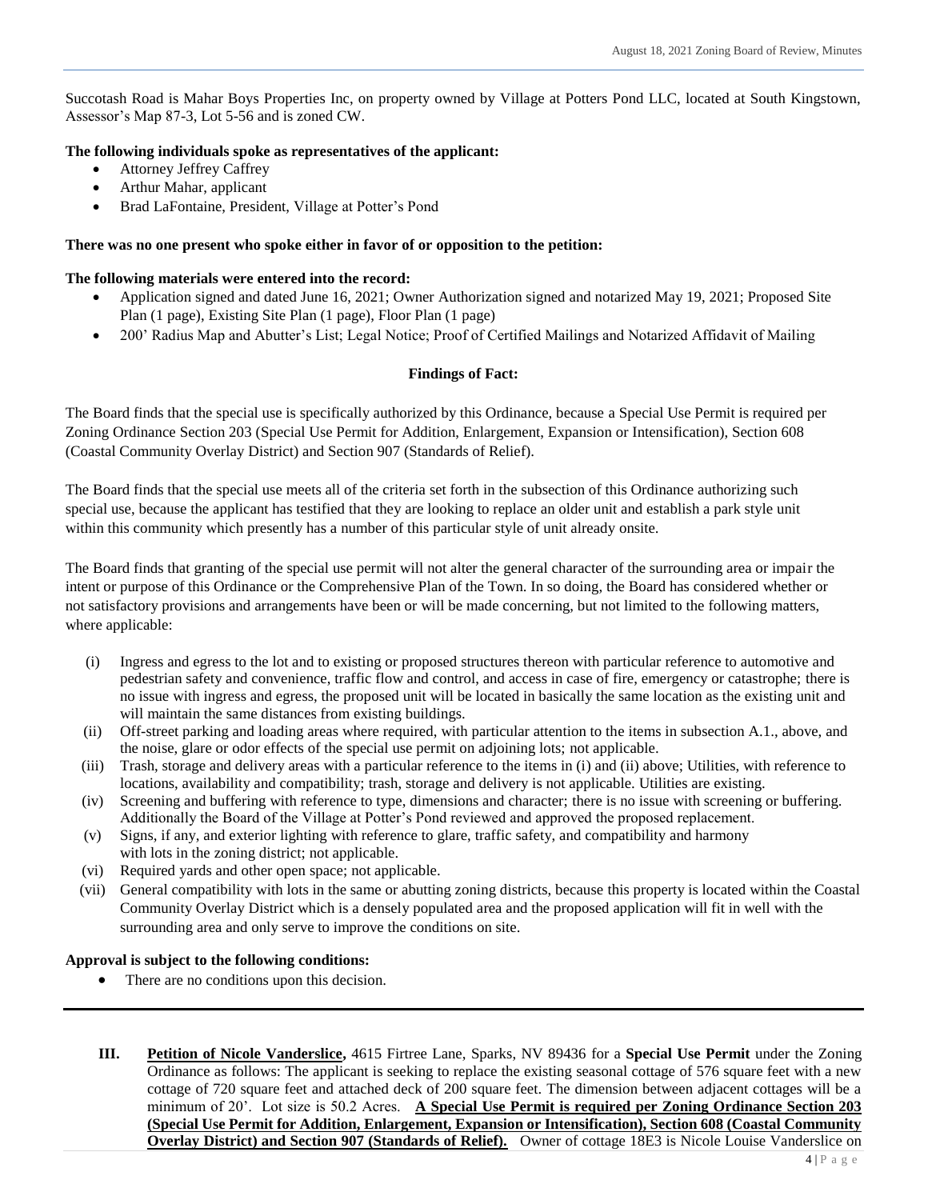Succotash Road is Mahar Boys Properties Inc, on property owned by Village at Potters Pond LLC, located at South Kingstown, Assessor's Map 87-3, Lot 5-56 and is zoned CW.

**The following individuals spoke as representatives of the applicant:**

- Attorney Jeffrey Caffrey
- Arthur Mahar, applicant
- Brad LaFontaine, President, Village at Potter's Pond

**There was no one present who spoke either in favor of or opposition to the petition:**

**The following materials were entered into the record:**

- Application signed and dated June 16, 2021; Owner Authorization signed and notarized May 19, 2021; Proposed Site Plan (1 page), Existing Site Plan (1 page), Floor Plan (1 page)
- 200' Radius Map and Abutter's List; Legal Notice; Proof of Certified Mailings and Notarized Affidavit of Mailing

**Findings of Fact:**

The Board finds that the special use is specifically authorized by this Ordinance, because a Special Use Permit is required per Zoning Ordinance Section 203 (Special Use Permit for Addition, Enlargement, Expansion or Intensification), Section 608 (Coastal Community Overlay District) and Section 907 (Standards of Relief).

The Board finds that the special use meets all of the criteria set forth in the subsection of this Ordinance authorizing such special use, because the applicant has testified that they are looking to replace an older unit and establish a park style unit within this community which presently has a number of this particular style of unit already onsite.

The Board finds that granting of the special use permit will not alter the general character of the surrounding area or impair the intent or purpose of this Ordinance or the Comprehensive Plan of the Town. In so doing, the Board has considered whether or not satisfactory provisions and arrangements have been or will be made concerning, but not limited to the following matters, where applicable:

(i) Ingress and egress to the lot and to existing or proposed structures thereon with particular reference to automotive and pedestrian safety and convenience, traffic flow and control, and access in case of fire, emergency or catastrophe; there is no issue with ingress and egress, the proposed unit will be located in basically the same location as the existing unit and will maintain the same distances from existing buildings.

(ii) Off-street parking and loading areas where required, with particular attention to the items in subsection A.1., above, and the noise, glare or odor effects of the special use permit on adjoining lots; not applicable.

(iii) Trash, storage and delivery areas with a particular reference to the items in (i) and (ii) above; Utilities, with reference to locations, availability and compatibility; trash, storage and delivery is not applicable. Utilities are existing.

(iv) Screening and buffering with reference to type, dimensions and character; there is no issue with screening or buffering. Additionally the Board of the Village at Potter's Pond reviewed and approved the proposed replacement.

(v) Signs, if any, and exterior lighting with reference to glare, traffic safety, and compatibility and harmony with lots in the zoning district; not applicable.

(vi) Required yards and other open space; not applicable.

(vii) General compatibility with lots in the same or abutting zoning districts, because this property is located within the Coastal Community Overlay District which is a densely populated area and the proposed application will fit in well with the surrounding area and only serve to improve the conditions on site.

**Approval is subject to the following conditions:**

- There are no conditions upon this decision.

---

**III.** **Petition of Nicole Vanderslice,** 4615 Firtree Lane, Sparks, NV 89436 for a **Special Use Permit** under the Zoning Ordinance as follows: The applicant is seeking to replace the existing seasonal cottage of 576 square feet with a new cottage of 720 square feet and attached deck of 200 square feet. The dimension between adjacent cottages will be a minimum of 20'. Lot size is 50.2 Acres. **A Special Use Permit is required per Zoning Ordinance Section 203 (Special Use Permit for Addition, Enlargement, Expansion or Intensification), Section 608 (Coastal Community Overlay District) and Section 907 (Standards of Relief).** Owner of cottage 18E3 is Nicole Louise Vanderslice on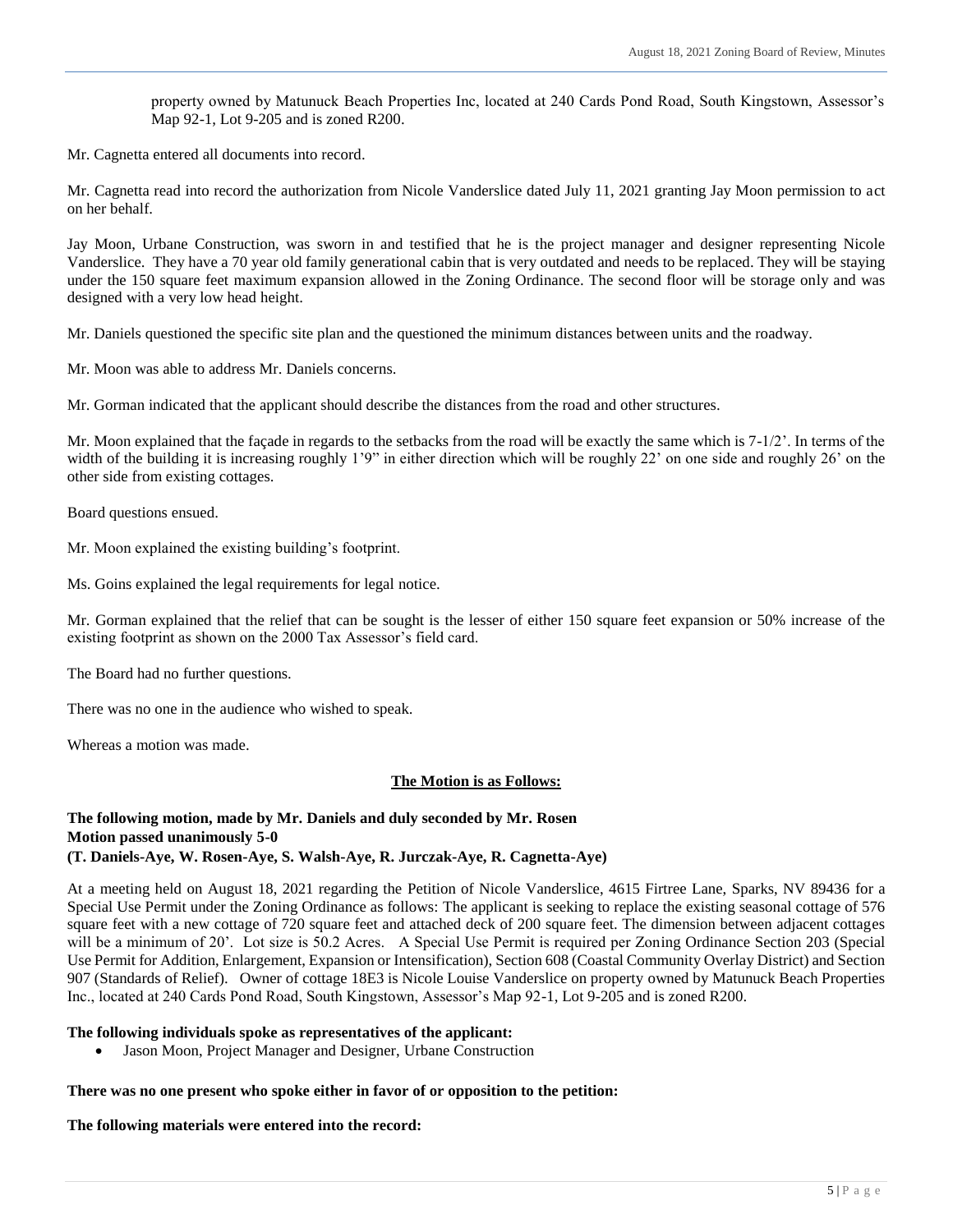property owned by Matunuck Beach Properties Inc, located at 240 Cards Pond Road, South Kingstown, Assessor's Map 92-1, Lot 9-205 and is zoned R200.

Mr. Cagnetta entered all documents into record.

Mr. Cagnetta read into record the authorization from Nicole Vanderslice dated July 11, 2021 granting Jay Moon permission to act on her behalf.

Jay Moon, Urbane Construction, was sworn in and testified that he is the project manager and designer representing Nicole Vanderslice. They have a 70 year old family generational cabin that is very outdated and needs to be replaced. They will be staying under the 150 square feet maximum expansion allowed in the Zoning Ordinance. The second floor will be storage only and was designed with a very low head height.

Mr. Daniels questioned the specific site plan and the questioned the minimum distances between units and the roadway.

Mr. Moon was able to address Mr. Daniels concerns.

Mr. Gorman indicated that the applicant should describe the distances from the road and other structures.

Mr. Moon explained that the façade in regards to the setbacks from the road will be exactly the same which is 7-1/2'. In terms of the width of the building it is increasing roughly 1'9" in either direction which will be roughly 22' on one side and roughly 26' on the other side from existing cottages.

Board questions ensued.

Mr. Moon explained the existing building's footprint.

Ms. Goins explained the legal requirements for legal notice.

Mr. Gorman explained that the relief that can be sought is the lesser of either 150 square feet expansion or 50% increase of the existing footprint as shown on the 2000 Tax Assessor's field card.

The Board had no further questions.

There was no one in the audience who wished to speak.

Whereas a motion was made.

**The Motion is as Follows:**

**The following motion, made by Mr. Daniels and duly seconded by Mr. Rosen**
**Motion passed unanimously 5-0**
**(T. Daniels-Aye, W. Rosen-Aye, S. Walsh-Aye, R. Jurczak-Aye, R. Cagnetta-Aye)**

At a meeting held on August 18, 2021 regarding the Petition of Nicole Vanderslice, 4615 Firtree Lane, Sparks, NV 89436 for a Special Use Permit under the Zoning Ordinance as follows: The applicant is seeking to replace the existing seasonal cottage of 576 square feet with a new cottage of 720 square feet and attached deck of 200 square feet. The dimension between adjacent cottages will be a minimum of 20'. Lot size is 50.2 Acres. A Special Use Permit is required per Zoning Ordinance Section 203 (Special Use Permit for Addition, Enlargement, Expansion or Intensification), Section 608 (Coastal Community Overlay District) and Section 907 (Standards of Relief). Owner of cottage 18E3 is Nicole Louise Vanderslice on property owned by Matunuck Beach Properties Inc., located at 240 Cards Pond Road, South Kingstown, Assessor's Map 92-1, Lot 9-205 and is zoned R200.

**The following individuals spoke as representatives of the applicant:**

- Jason Moon, Project Manager and Designer, Urbane Construction

**There was no one present who spoke either in favor of or opposition to the petition:**

**The following materials were entered into the record:**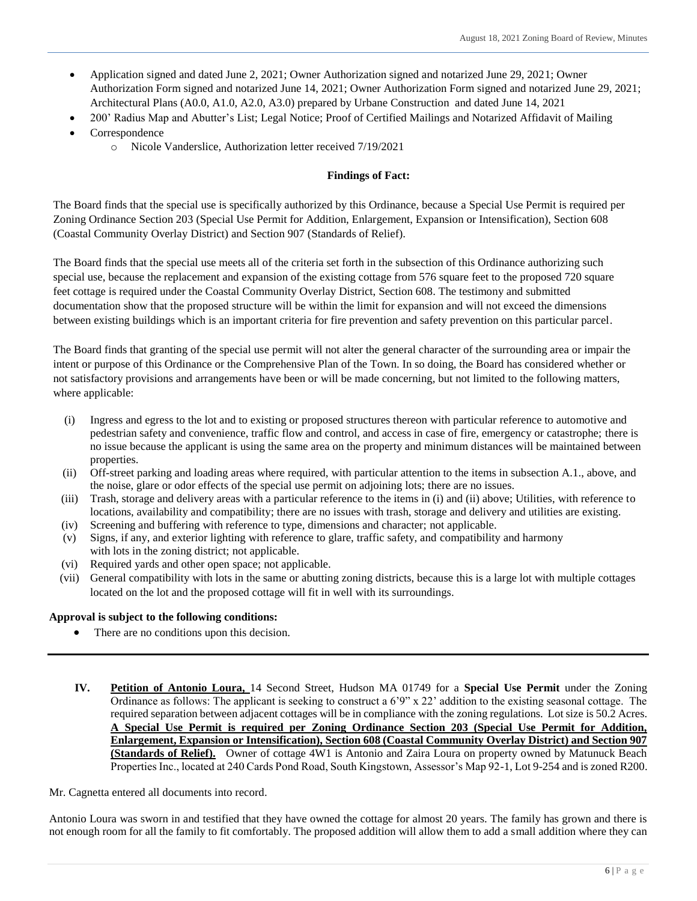- Application signed and dated June 2, 2021; Owner Authorization signed and notarized June 29, 2021; Owner Authorization Form signed and notarized June 14, 2021; Owner Authorization Form signed and notarized June 29, 2021; Architectural Plans (A0.0, A1.0, A2.0, A3.0) prepared by Urbane Construction and dated June 14, 2021
- 200' Radius Map and Abutter's List; Legal Notice; Proof of Certified Mailings and Notarized Affidavit of Mailing
- Correspondence
  - Nicole Vanderslice, Authorization letter received 7/19/2021

**Findings of Fact:**

The Board finds that the special use is specifically authorized by this Ordinance, because a Special Use Permit is required per Zoning Ordinance Section 203 (Special Use Permit for Addition, Enlargement, Expansion or Intensification), Section 608 (Coastal Community Overlay District) and Section 907 (Standards of Relief).

The Board finds that the special use meets all of the criteria set forth in the subsection of this Ordinance authorizing such special use, because the replacement and expansion of the existing cottage from 576 square feet to the proposed 720 square feet cottage is required under the Coastal Community Overlay District, Section 608. The testimony and submitted documentation show that the proposed structure will be within the limit for expansion and will not exceed the dimensions between existing buildings which is an important criteria for fire prevention and safety prevention on this particular parcel.

The Board finds that granting of the special use permit will not alter the general character of the surrounding area or impair the intent or purpose of this Ordinance or the Comprehensive Plan of the Town. In so doing, the Board has considered whether or not satisfactory provisions and arrangements have been or will be made concerning, but not limited to the following matters, where applicable:

(i) Ingress and egress to the lot and to existing or proposed structures thereon with particular reference to automotive and pedestrian safety and convenience, traffic flow and control, and access in case of fire, emergency or catastrophe; there is no issue because the applicant is using the same area on the property and minimum distances will be maintained between properties.

(ii) Off-street parking and loading areas where required, with particular attention to the items in subsection A.1., above, and the noise, glare or odor effects of the special use permit on adjoining lots; there are no issues.

(iii) Trash, storage and delivery areas with a particular reference to the items in (i) and (ii) above; Utilities, with reference to locations, availability and compatibility; there are no issues with trash, storage and delivery and utilities are existing.

(iv) Screening and buffering with reference to type, dimensions and character; not applicable.

(v) Signs, if any, and exterior lighting with reference to glare, traffic safety, and compatibility and harmony with lots in the zoning district; not applicable.

(vi) Required yards and other open space; not applicable.

(vii) General compatibility with lots in the same or abutting zoning districts, because this is a large lot with multiple cottages located on the lot and the proposed cottage will fit in well with its surroundings.

**Approval is subject to the following conditions:**

- There are no conditions upon this decision.

---

**IV. Petition of Antonio Loura,** 14 Second Street, Hudson MA 01749 for a **Special Use Permit** under the Zoning Ordinance as follows: The applicant is seeking to construct a 6'9" x 22' addition to the existing seasonal cottage. The required separation between adjacent cottages will be in compliance with the zoning regulations. Lot size is 50.2 Acres. **A Special Use Permit is required per Zoning Ordinance Section 203 (Special Use Permit for Addition, Enlargement, Expansion or Intensification), Section 608 (Coastal Community Overlay District) and Section 907 (Standards of Relief).** Owner of cottage 4W1 is Antonio and Zaira Loura on property owned by Matunuck Beach Properties Inc., located at 240 Cards Pond Road, South Kingstown, Assessor's Map 92-1, Lot 9-254 and is zoned R200.

Mr. Cagnetta entered all documents into record.

Antonio Loura was sworn in and testified that they have owned the cottage for almost 20 years. The family has grown and there is not enough room for all the family to fit comfortably. The proposed addition will allow them to add a small addition where they can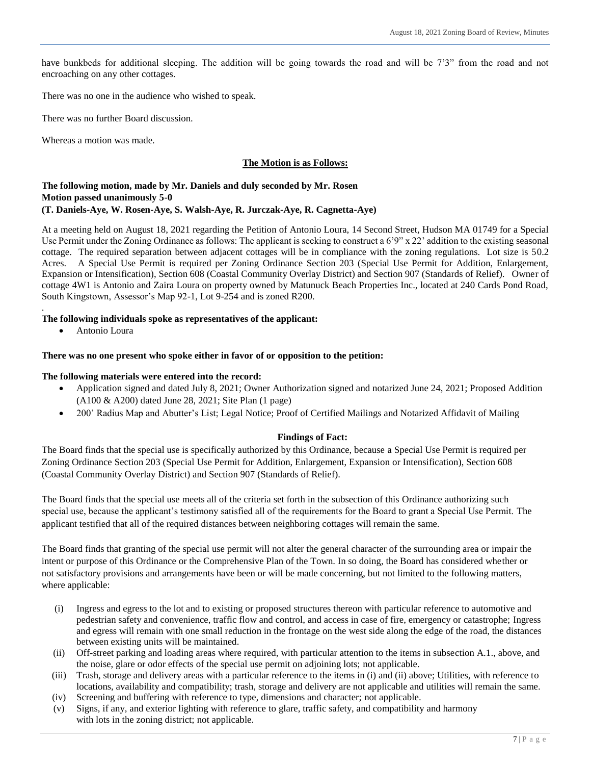have bunkbeds for additional sleeping. The addition will be going towards the road and will be 7'3" from the road and not encroaching on any other cottages.

There was no one in the audience who wished to speak.

There was no further Board discussion.

Whereas a motion was made.

**The Motion is as Follows:**

**The following motion, made by Mr. Daniels and duly seconded by Mr. Rosen**
**Motion passed unanimously 5-0**
**(T. Daniels-Aye, W. Rosen-Aye, S. Walsh-Aye, R. Jurczak-Aye, R. Cagnetta-Aye)**

At a meeting held on August 18, 2021 regarding the Petition of Antonio Loura, 14 Second Street, Hudson MA 01749 for a Special Use Permit under the Zoning Ordinance as follows: The applicant is seeking to construct a 6'9" x 22' addition to the existing seasonal cottage. The required separation between adjacent cottages will be in compliance with the zoning regulations. Lot size is 50.2 Acres. A Special Use Permit is required per Zoning Ordinance Section 203 (Special Use Permit for Addition, Enlargement, Expansion or Intensification), Section 608 (Coastal Community Overlay District) and Section 907 (Standards of Relief). Owner of cottage 4W1 is Antonio and Zaira Loura on property owned by Matunuck Beach Properties Inc., located at 240 Cards Pond Road, South Kingstown, Assessor's Map 92-1, Lot 9-254 and is zoned R200.

**The following individuals spoke as representatives of the applicant:**

- Antonio Loura

**There was no one present who spoke either in favor of or opposition to the petition:**

**The following materials were entered into the record:**

- Application signed and dated July 8, 2021; Owner Authorization signed and notarized June 24, 2021; Proposed Addition (A100 & A200) dated June 28, 2021; Site Plan (1 page)
- 200' Radius Map and Abutter's List; Legal Notice; Proof of Certified Mailings and Notarized Affidavit of Mailing

**Findings of Fact:**

The Board finds that the special use is specifically authorized by this Ordinance, because a Special Use Permit is required per Zoning Ordinance Section 203 (Special Use Permit for Addition, Enlargement, Expansion or Intensification), Section 608 (Coastal Community Overlay District) and Section 907 (Standards of Relief).

The Board finds that the special use meets all of the criteria set forth in the subsection of this Ordinance authorizing such special use, because the applicant's testimony satisfied all of the requirements for the Board to grant a Special Use Permit. The applicant testified that all of the required distances between neighboring cottages will remain the same.

The Board finds that granting of the special use permit will not alter the general character of the surrounding area or impair the intent or purpose of this Ordinance or the Comprehensive Plan of the Town. In so doing, the Board has considered whether or not satisfactory provisions and arrangements have been or will be made concerning, but not limited to the following matters, where applicable:

(i) Ingress and egress to the lot and to existing or proposed structures thereon with particular reference to automotive and pedestrian safety and convenience, traffic flow and control, and access in case of fire, emergency or catastrophe; Ingress and egress will remain with one small reduction in the frontage on the west side along the edge of the road, the distances between existing units will be maintained.

(ii) Off-street parking and loading areas where required, with particular attention to the items in subsection A.1., above, and the noise, glare or odor effects of the special use permit on adjoining lots; not applicable.

(iii) Trash, storage and delivery areas with a particular reference to the items in (i) and (ii) above; Utilities, with reference to locations, availability and compatibility; trash, storage and delivery are not applicable and utilities will remain the same.

(iv) Screening and buffering with reference to type, dimensions and character; not applicable.

(v) Signs, if any, and exterior lighting with reference to glare, traffic safety, and compatibility and harmony with lots in the zoning district; not applicable.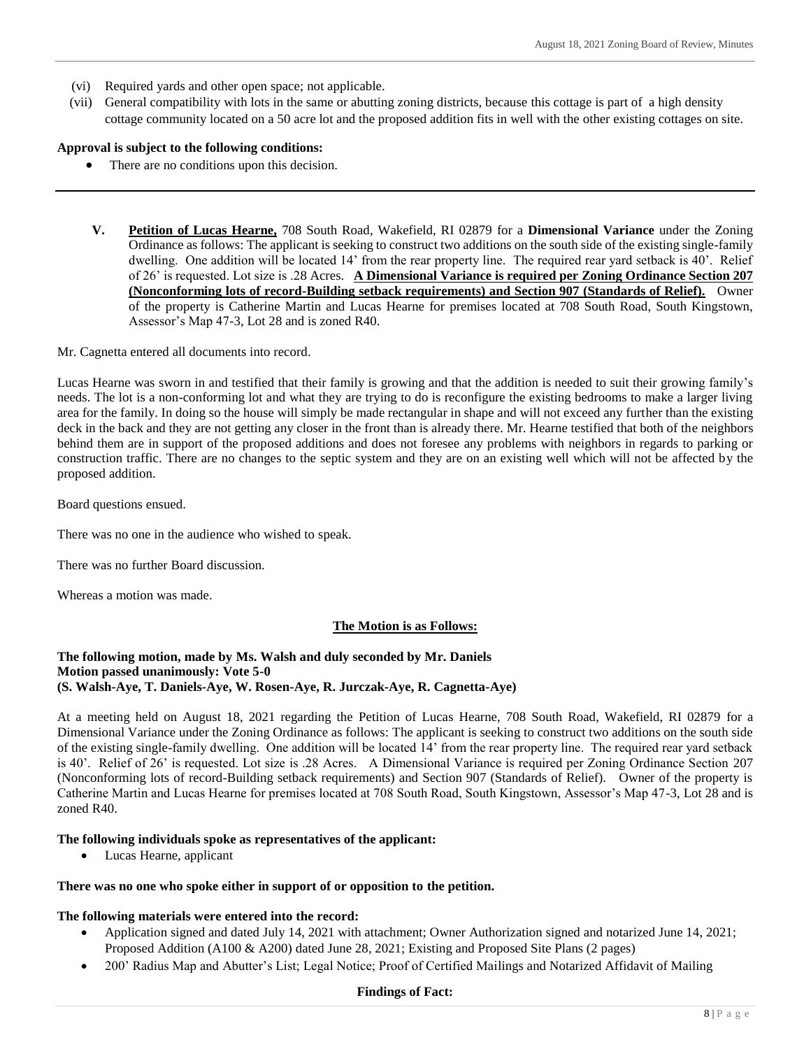- (vi) Required yards and other open space; not applicable.
- (vii) General compatibility with lots in the same or abutting zoning districts, because this cottage is part of a high density cottage community located on a 50 acre lot and the proposed addition fits in well with the other existing cottages on site.

**Approval is subject to the following conditions:**

- There are no conditions upon this decision.

---

**V. Petition of Lucas Hearne,** 708 South Road, Wakefield, RI 02879 for a **Dimensional Variance** under the Zoning Ordinance as follows: The applicant is seeking to construct two additions on the south side of the existing single-family dwelling. One addition will be located 14' from the rear property line. The required rear yard setback is 40'. Relief of 26' is requested. Lot size is .28 Acres. **A Dimensional Variance is required per Zoning Ordinance Section 207 (Nonconforming lots of record-Building setback requirements) and Section 907 (Standards of Relief).** Owner of the property is Catherine Martin and Lucas Hearne for premises located at 708 South Road, South Kingstown, Assessor's Map 47-3, Lot 28 and is zoned R40.

Mr. Cagnetta entered all documents into record.

Lucas Hearne was sworn in and testified that their family is growing and that the addition is needed to suit their growing family's needs. The lot is a non-conforming lot and what they are trying to do is reconfigure the existing bedrooms to make a larger living area for the family. In doing so the house will simply be made rectangular in shape and will not exceed any further than the existing deck in the back and they are not getting any closer in the front than is already there. Mr. Hearne testified that both of the neighbors behind them are in support of the proposed additions and does not foresee any problems with neighbors in regards to parking or construction traffic. There are no changes to the septic system and they are on an existing well which will not be affected by the proposed addition.

Board questions ensued.

There was no one in the audience who wished to speak.

There was no further Board discussion.

Whereas a motion was made.

**The Motion is as Follows:**

**The following motion, made by Ms. Walsh and duly seconded by Mr. Daniels**
**Motion passed unanimously: Vote 5-0**
**(S. Walsh-Aye, T. Daniels-Aye, W. Rosen-Aye, R. Jurczak-Aye, R. Cagnetta-Aye)**

At a meeting held on August 18, 2021 regarding the Petition of Lucas Hearne, 708 South Road, Wakefield, RI 02879 for a Dimensional Variance under the Zoning Ordinance as follows: The applicant is seeking to construct two additions on the south side of the existing single-family dwelling. One addition will be located 14' from the rear property line. The required rear yard setback is 40'. Relief of 26' is requested. Lot size is .28 Acres. A Dimensional Variance is required per Zoning Ordinance Section 207 (Nonconforming lots of record-Building setback requirements) and Section 907 (Standards of Relief). Owner of the property is Catherine Martin and Lucas Hearne for premises located at 708 South Road, South Kingstown, Assessor's Map 47-3, Lot 28 and is zoned R40.

**The following individuals spoke as representatives of the applicant:**

- Lucas Hearne, applicant

**There was no one who spoke either in support of or opposition to the petition.**

**The following materials were entered into the record:**

- Application signed and dated July 14, 2021 with attachment; Owner Authorization signed and notarized June 14, 2021; Proposed Addition (A100 & A200) dated June 28, 2021; Existing and Proposed Site Plans (2 pages)
- 200' Radius Map and Abutter's List; Legal Notice; Proof of Certified Mailings and Notarized Affidavit of Mailing

**Findings of Fact:**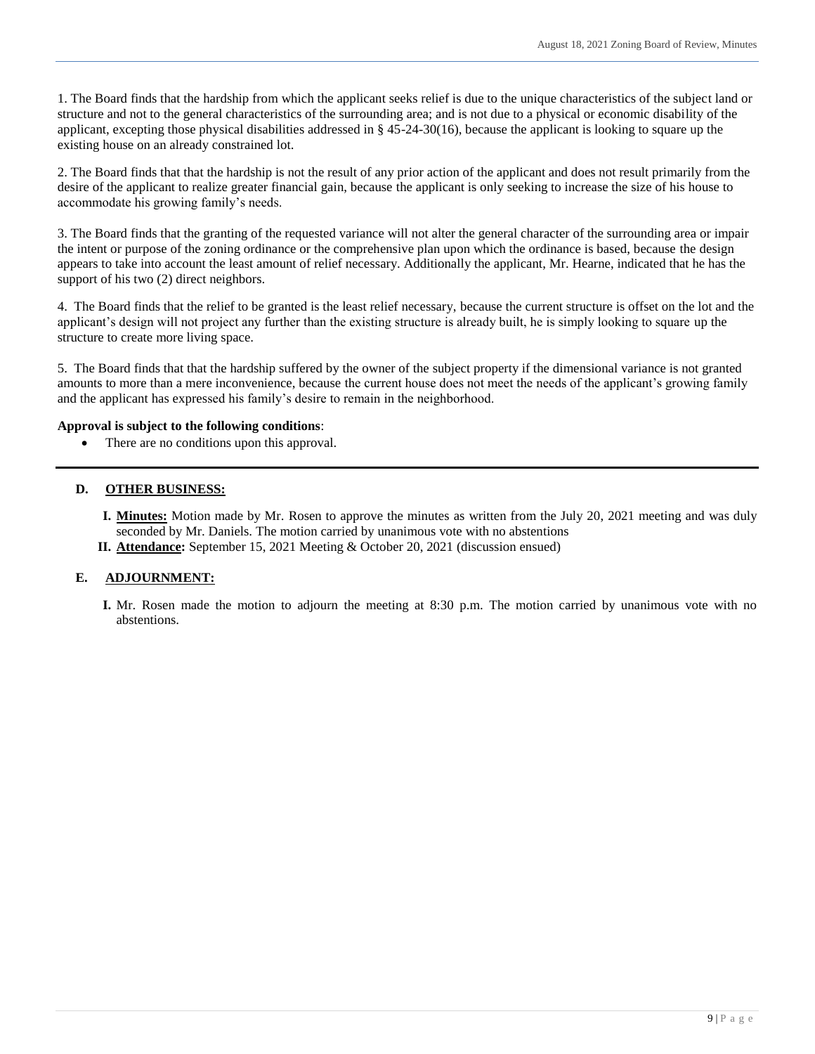1. The Board finds that the hardship from which the applicant seeks relief is due to the unique characteristics of the subject land or structure and not to the general characteristics of the surrounding area; and is not due to a physical or economic disability of the applicant, excepting those physical disabilities addressed in § 45-24-30(16), because the applicant is looking to square up the existing house on an already constrained lot.

2. The Board finds that that the hardship is not the result of any prior action of the applicant and does not result primarily from the desire of the applicant to realize greater financial gain, because the applicant is only seeking to increase the size of his house to accommodate his growing family's needs.

3. The Board finds that the granting of the requested variance will not alter the general character of the surrounding area or impair the intent or purpose of the zoning ordinance or the comprehensive plan upon which the ordinance is based, because the design appears to take into account the least amount of relief necessary. Additionally the applicant, Mr. Hearne, indicated that he has the support of his two (2) direct neighbors.

4. The Board finds that the relief to be granted is the least relief necessary, because the current structure is offset on the lot and the applicant's design will not project any further than the existing structure is already built, he is simply looking to square up the structure to create more living space.

5. The Board finds that that the hardship suffered by the owner of the subject property if the dimensional variance is not granted amounts to more than a mere inconvenience, because the current house does not meet the needs of the applicant's growing family and the applicant has expressed his family's desire to remain in the neighborhood.

**Approval is subject to the following conditions**:

- There are no conditions upon this approval.

---

## D. OTHER BUSINESS:

I. **Minutes:** Motion made by Mr. Rosen to approve the minutes as written from the July 20, 2021 meeting and was duly seconded by Mr. Daniels. The motion carried by unanimous vote with no abstentions

II. **Attendance:** September 15, 2021 Meeting & October 20, 2021 (discussion ensued)

## E. ADJOURNMENT:

I. Mr. Rosen made the motion to adjourn the meeting at 8:30 p.m. The motion carried by unanimous vote with no abstentions.